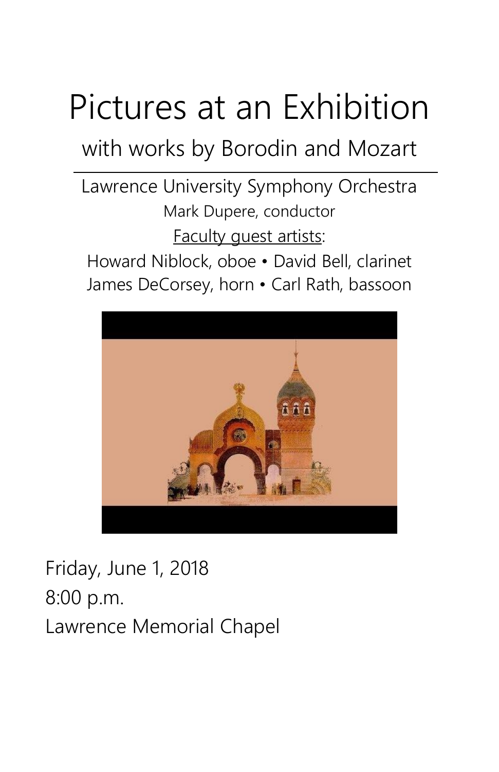# Pictures at an Exhibition

## with works by Borodin and Mozart

Lawrence University Symphony Orchestra

Mark Dupere, conductor

Faculty guest artists:

Howard Niblock, oboe • David Bell, clarinet

James DeCorsey, horn • Carl Rath, bassoon

Friday, June 1, 2018

8:00 p.m.

Lawrence Memorial Chapel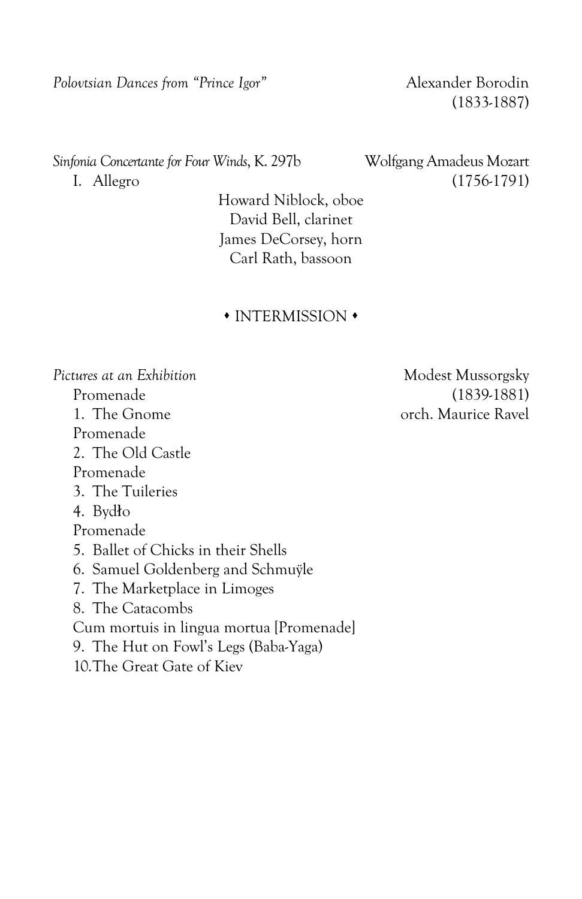*Polovtsian Dances from "Prince Igor"* — Alexander Borodin (1833-1887)

*Sinfonia Concertante for Four Winds*, K. 297b — Wolfgang Amadeus Mozart (1756-1791)

I. Allegro

Howard Niblock, oboe
David Bell, clarinet
James DeCorsey, horn
Carl Rath, bassoon

♦ INTERMISSION ♦

*Pictures at an Exhibition* — Modest Mussorgsky (1839-1881), orch. Maurice Ravel

Promenade
1. The Gnome
Promenade
2. The Old Castle
Promenade
3. The Tuileries
4. Bydło
Promenade
5. Ballet of Chicks in their Shells
6. Samuel Goldenberg and Schmuÿle
7. The Marketplace in Limoges
8. The Catacombs
Cum mortuis in lingua mortua [Promenade]
9. The Hut on Fowl's Legs (Baba-Yaga)
10. The Great Gate of Kiev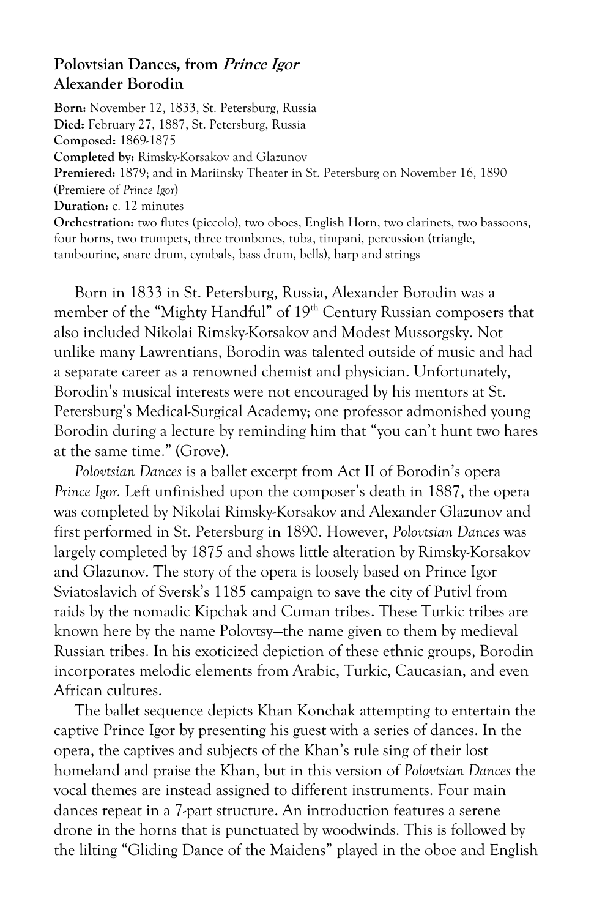## Polovtsian Dances, from *Prince Igor*
## Alexander Borodin

**Born:** November 12, 1833, St. Petersburg, Russia
**Died:** February 27, 1887, St. Petersburg, Russia
**Composed:** 1869-1875
**Completed by:** Rimsky-Korsakov and Glazunov
**Premiered:** 1879; and in Mariinsky Theater in St. Petersburg on November 16, 1890 (Premiere of *Prince Igor*)
**Duration:** c. 12 minutes
**Orchestration:** two flutes (piccolo), two oboes, English Horn, two clarinets, two bassoons, four horns, two trumpets, three trombones, tuba, timpani, percussion (triangle, tambourine, snare drum, cymbals, bass drum, bells), harp and strings

Born in 1833 in St. Petersburg, Russia, Alexander Borodin was a member of the "Mighty Handful" of 19th Century Russian composers that also included Nikolai Rimsky-Korsakov and Modest Mussorgsky. Not unlike many Lawrentians, Borodin was talented outside of music and had a separate career as a renowned chemist and physician. Unfortunately, Borodin's musical interests were not encouraged by his mentors at St. Petersburg's Medical-Surgical Academy; one professor admonished young Borodin during a lecture by reminding him that "you can't hunt two hares at the same time." (Grove).

*Polovtsian Dances* is a ballet excerpt from Act II of Borodin's opera *Prince Igor.* Left unfinished upon the composer's death in 1887, the opera was completed by Nikolai Rimsky-Korsakov and Alexander Glazunov and first performed in St. Petersburg in 1890. However, *Polovtsian Dances* was largely completed by 1875 and shows little alteration by Rimsky-Korsakov and Glazunov. The story of the opera is loosely based on Prince Igor Sviatoslavich of Sversk's 1185 campaign to save the city of Putivl from raids by the nomadic Kipchak and Cuman tribes. These Turkic tribes are known here by the name Polovtsy—the name given to them by medieval Russian tribes. In his exoticized depiction of these ethnic groups, Borodin incorporates melodic elements from Arabic, Turkic, Caucasian, and even African cultures.

The ballet sequence depicts Khan Konchak attempting to entertain the captive Prince Igor by presenting his guest with a series of dances. In the opera, the captives and subjects of the Khan's rule sing of their lost homeland and praise the Khan, but in this version of *Polovtsian Dances* the vocal themes are instead assigned to different instruments. Four main dances repeat in a 7-part structure. An introduction features a serene drone in the horns that is punctuated by woodwinds. This is followed by the lilting "Gliding Dance of the Maidens" played in the oboe and English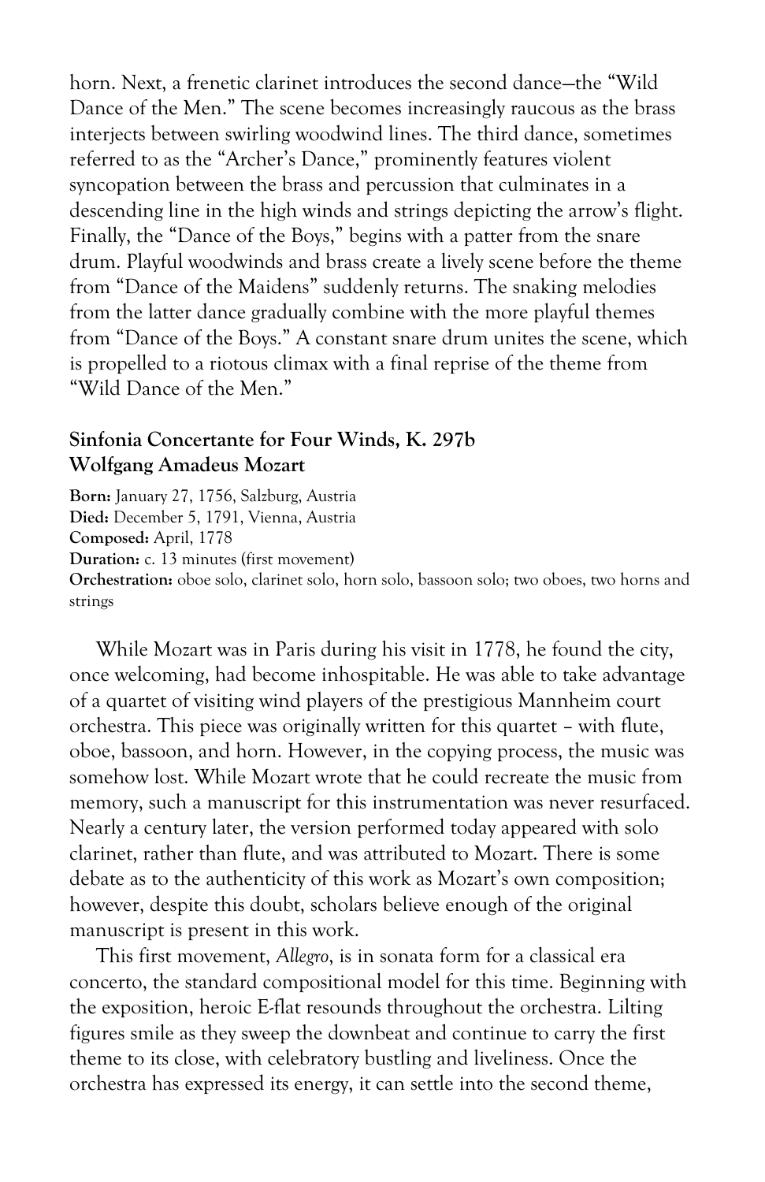horn. Next, a frenetic clarinet introduces the second dance—the "Wild Dance of the Men." The scene becomes increasingly raucous as the brass interjects between swirling woodwind lines. The third dance, sometimes referred to as the "Archer's Dance," prominently features violent syncopation between the brass and percussion that culminates in a descending line in the high winds and strings depicting the arrow's flight. Finally, the "Dance of the Boys," begins with a patter from the snare drum. Playful woodwinds and brass create a lively scene before the theme from "Dance of the Maidens" suddenly returns. The snaking melodies from the latter dance gradually combine with the more playful themes from "Dance of the Boys." A constant snare drum unites the scene, which is propelled to a riotous climax with a final reprise of the theme from "Wild Dance of the Men."

### Sinfonia Concertante for Four Winds, K. 297b
### Wolfgang Amadeus Mozart

**Born:** January 27, 1756, Salzburg, Austria
**Died:** December 5, 1791, Vienna, Austria
**Composed:** April, 1778
**Duration:** c. 13 minutes (first movement)
**Orchestration:** oboe solo, clarinet solo, horn solo, bassoon solo; two oboes, two horns and strings

While Mozart was in Paris during his visit in 1778, he found the city, once welcoming, had become inhospitable. He was able to take advantage of a quartet of visiting wind players of the prestigious Mannheim court orchestra. This piece was originally written for this quartet – with flute, oboe, bassoon, and horn. However, in the copying process, the music was somehow lost. While Mozart wrote that he could recreate the music from memory, such a manuscript for this instrumentation was never resurfaced. Nearly a century later, the version performed today appeared with solo clarinet, rather than flute, and was attributed to Mozart. There is some debate as to the authenticity of this work as Mozart's own composition; however, despite this doubt, scholars believe enough of the original manuscript is present in this work.

This first movement, *Allegro*, is in sonata form for a classical era concerto, the standard compositional model for this time. Beginning with the exposition, heroic E-flat resounds throughout the orchestra. Lilting figures smile as they sweep the downbeat and continue to carry the first theme to its close, with celebratory bustling and liveliness. Once the orchestra has expressed its energy, it can settle into the second theme,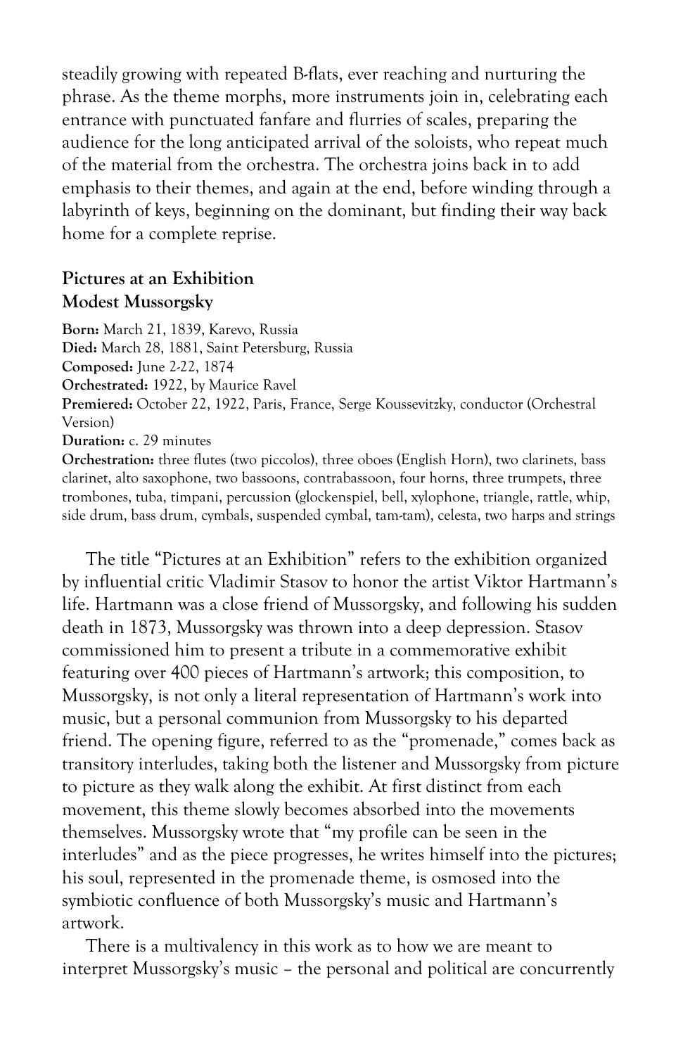steadily growing with repeated B-flats, ever reaching and nurturing the phrase. As the theme morphs, more instruments join in, celebrating each entrance with punctuated fanfare and flurries of scales, preparing the audience for the long anticipated arrival of the soloists, who repeat much of the material from the orchestra. The orchestra joins back in to add emphasis to their themes, and again at the end, before winding through a labyrinth of keys, beginning on the dominant, but finding their way back home for a complete reprise.

### Pictures at an Exhibition
### Modest Mussorgsky

**Born:** March 21, 1839, Karevo, Russia
**Died:** March 28, 1881, Saint Petersburg, Russia
**Composed:** June 2-22, 1874
**Orchestrated:** 1922, by Maurice Ravel
**Premiered:** October 22, 1922, Paris, France, Serge Koussevitzky, conductor (Orchestral Version)
**Duration:** c. 29 minutes
**Orchestration:** three flutes (two piccolos), three oboes (English Horn), two clarinets, bass clarinet, alto saxophone, two bassoons, contrabassoon, four horns, three trumpets, three trombones, tuba, timpani, percussion (glockenspiel, bell, xylophone, triangle, rattle, whip, side drum, bass drum, cymbals, suspended cymbal, tam-tam), celesta, two harps and strings

The title "Pictures at an Exhibition" refers to the exhibition organized by influential critic Vladimir Stasov to honor the artist Viktor Hartmann's life. Hartmann was a close friend of Mussorgsky, and following his sudden death in 1873, Mussorgsky was thrown into a deep depression. Stasov commissioned him to present a tribute in a commemorative exhibit featuring over 400 pieces of Hartmann's artwork; this composition, to Mussorgsky, is not only a literal representation of Hartmann's work into music, but a personal communion from Mussorgsky to his departed friend. The opening figure, referred to as the "promenade," comes back as transitory interludes, taking both the listener and Mussorgsky from picture to picture as they walk along the exhibit. At first distinct from each movement, this theme slowly becomes absorbed into the movements themselves. Mussorgsky wrote that "my profile can be seen in the interludes" and as the piece progresses, he writes himself into the pictures; his soul, represented in the promenade theme, is osmosed into the symbiotic confluence of both Mussorgsky's music and Hartmann's artwork.

There is a multivalency in this work as to how we are meant to interpret Mussorgsky's music – the personal and political are concurrently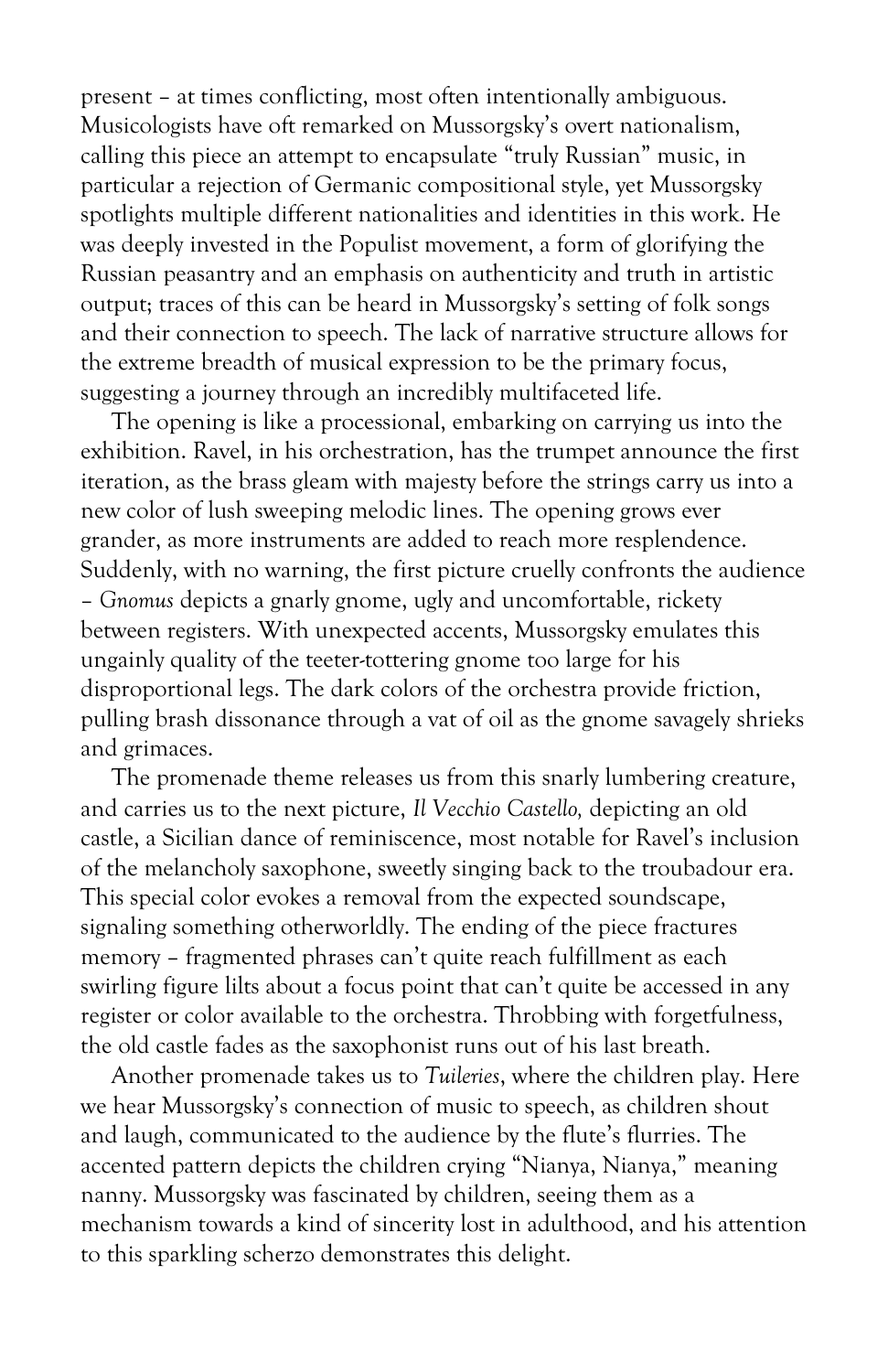present – at times conflicting, most often intentionally ambiguous. Musicologists have oft remarked on Mussorgsky's overt nationalism, calling this piece an attempt to encapsulate "truly Russian" music, in particular a rejection of Germanic compositional style, yet Mussorgsky spotlights multiple different nationalities and identities in this work. He was deeply invested in the Populist movement, a form of glorifying the Russian peasantry and an emphasis on authenticity and truth in artistic output; traces of this can be heard in Mussorgsky's setting of folk songs and their connection to speech. The lack of narrative structure allows for the extreme breadth of musical expression to be the primary focus, suggesting a journey through an incredibly multifaceted life.

The opening is like a processional, embarking on carrying us into the exhibition. Ravel, in his orchestration, has the trumpet announce the first iteration, as the brass gleam with majesty before the strings carry us into a new color of lush sweeping melodic lines. The opening grows ever grander, as more instruments are added to reach more resplendence. Suddenly, with no warning, the first picture cruelly confronts the audience – *Gnomus* depicts a gnarly gnome, ugly and uncomfortable, rickety between registers. With unexpected accents, Mussorgsky emulates this ungainly quality of the teeter-tottering gnome too large for his disproportional legs. The dark colors of the orchestra provide friction, pulling brash dissonance through a vat of oil as the gnome savagely shrieks and grimaces.

The promenade theme releases us from this snarly lumbering creature, and carries us to the next picture, *Il Vecchio Castello,* depicting an old castle, a Sicilian dance of reminiscence, most notable for Ravel's inclusion of the melancholy saxophone, sweetly singing back to the troubadour era. This special color evokes a removal from the expected soundscape, signaling something otherworldly. The ending of the piece fractures memory – fragmented phrases can't quite reach fulfillment as each swirling figure lilts about a focus point that can't quite be accessed in any register or color available to the orchestra. Throbbing with forgetfulness, the old castle fades as the saxophonist runs out of his last breath.

Another promenade takes us to *Tuileries*, where the children play. Here we hear Mussorgsky's connection of music to speech, as children shout and laugh, communicated to the audience by the flute's flurries. The accented pattern depicts the children crying "Nianya, Nianya," meaning nanny. Mussorgsky was fascinated by children, seeing them as a mechanism towards a kind of sincerity lost in adulthood, and his attention to this sparkling scherzo demonstrates this delight.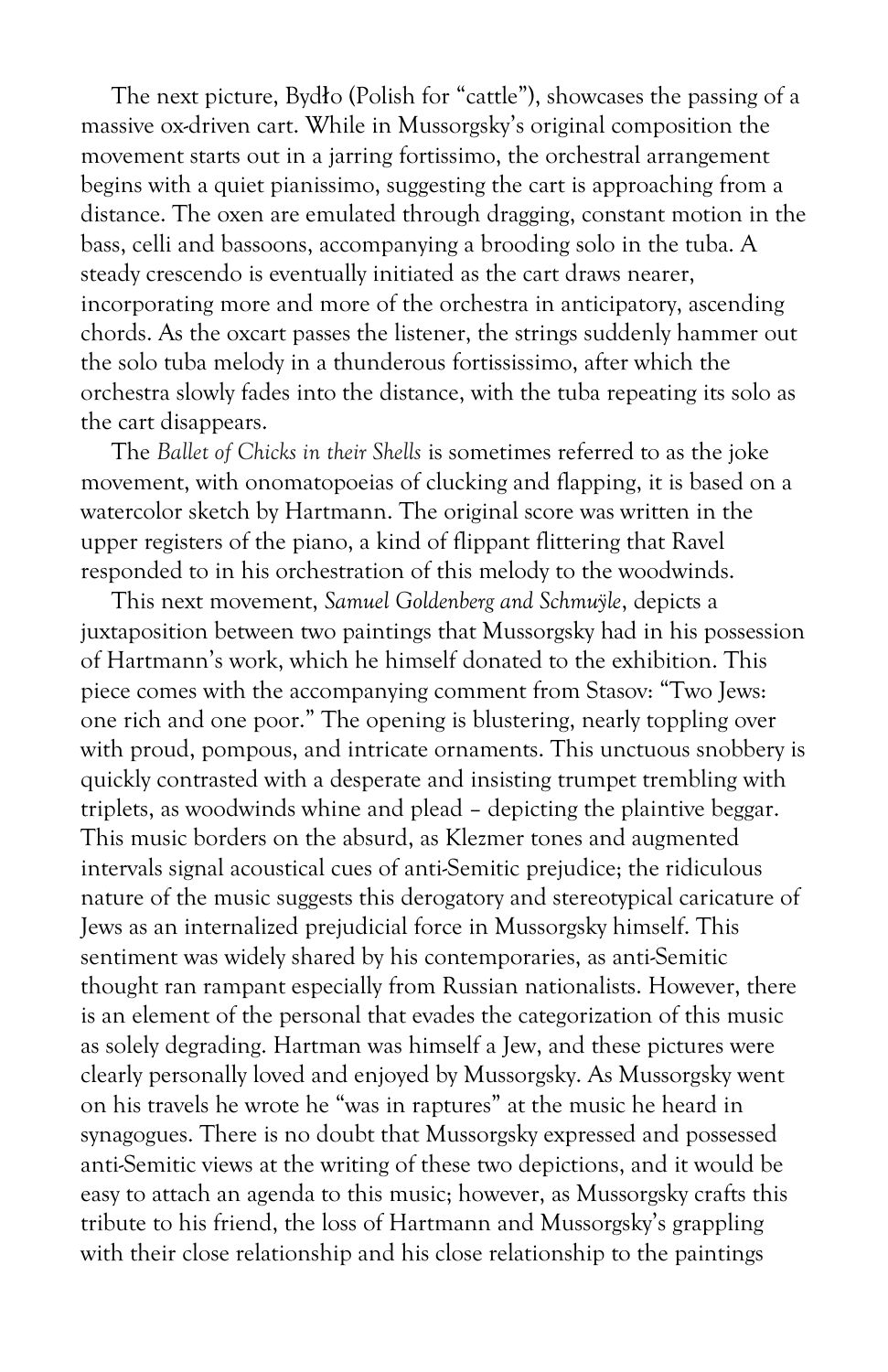The next picture, Bydło (Polish for "cattle"), showcases the passing of a massive ox-driven cart. While in Mussorgsky's original composition the movement starts out in a jarring fortissimo, the orchestral arrangement begins with a quiet pianissimo, suggesting the cart is approaching from a distance. The oxen are emulated through dragging, constant motion in the bass, celli and bassoons, accompanying a brooding solo in the tuba. A steady crescendo is eventually initiated as the cart draws nearer, incorporating more and more of the orchestra in anticipatory, ascending chords. As the oxcart passes the listener, the strings suddenly hammer out the solo tuba melody in a thunderous fortississimo, after which the orchestra slowly fades into the distance, with the tuba repeating its solo as the cart disappears.

The *Ballet of Chicks in their Shells* is sometimes referred to as the joke movement, with onomatopoeias of clucking and flapping, it is based on a watercolor sketch by Hartmann. The original score was written in the upper registers of the piano, a kind of flippant flittering that Ravel responded to in his orchestration of this melody to the woodwinds.

This next movement, *Samuel Goldenberg and Schmuÿle*, depicts a juxtaposition between two paintings that Mussorgsky had in his possession of Hartmann's work, which he himself donated to the exhibition. This piece comes with the accompanying comment from Stasov: "Two Jews: one rich and one poor." The opening is blustering, nearly toppling over with proud, pompous, and intricate ornaments. This unctuous snobbery is quickly contrasted with a desperate and insisting trumpet trembling with triplets, as woodwinds whine and plead – depicting the plaintive beggar. This music borders on the absurd, as Klezmer tones and augmented intervals signal acoustical cues of anti-Semitic prejudice; the ridiculous nature of the music suggests this derogatory and stereotypical caricature of Jews as an internalized prejudicial force in Mussorgsky himself. This sentiment was widely shared by his contemporaries, as anti-Semitic thought ran rampant especially from Russian nationalists. However, there is an element of the personal that evades the categorization of this music as solely degrading. Hartman was himself a Jew, and these pictures were clearly personally loved and enjoyed by Mussorgsky. As Mussorgsky went on his travels he wrote he "was in raptures" at the music he heard in synagogues. There is no doubt that Mussorgsky expressed and possessed anti-Semitic views at the writing of these two depictions, and it would be easy to attach an agenda to this music; however, as Mussorgsky crafts this tribute to his friend, the loss of Hartmann and Mussorgsky's grappling with their close relationship and his close relationship to the paintings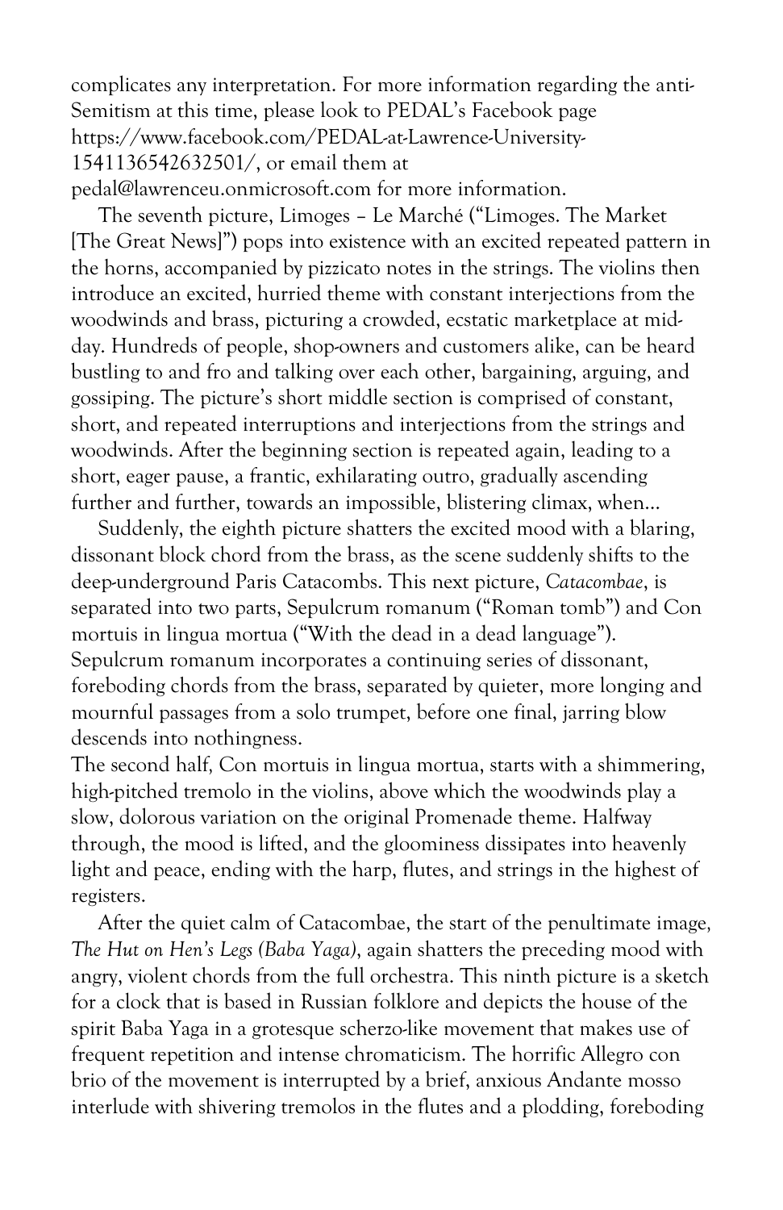complicates any interpretation. For more information regarding the anti-Semitism at this time, please look to PEDAL's Facebook page https://www.facebook.com/PEDAL-at-Lawrence-University-1541136542632501/, or email them at pedal@lawrenceu.onmicrosoft.com for more information.

The seventh picture, Limoges – Le Marché ("Limoges. The Market [The Great News]") pops into existence with an excited repeated pattern in the horns, accompanied by pizzicato notes in the strings. The violins then introduce an excited, hurried theme with constant interjections from the woodwinds and brass, picturing a crowded, ecstatic marketplace at mid-day. Hundreds of people, shop-owners and customers alike, can be heard bustling to and fro and talking over each other, bargaining, arguing, and gossiping. The picture's short middle section is comprised of constant, short, and repeated interruptions and interjections from the strings and woodwinds. After the beginning section is repeated again, leading to a short, eager pause, a frantic, exhilarating outro, gradually ascending further and further, towards an impossible, blistering climax, when…

Suddenly, the eighth picture shatters the excited mood with a blaring, dissonant block chord from the brass, as the scene suddenly shifts to the deep-underground Paris Catacombs. This next picture, *Catacombae*, is separated into two parts, Sepulcrum romanum ("Roman tomb") and Con mortuis in lingua mortua ("With the dead in a dead language"). Sepulcrum romanum incorporates a continuing series of dissonant, foreboding chords from the brass, separated by quieter, more longing and mournful passages from a solo trumpet, before one final, jarring blow descends into nothingness.

The second half, Con mortuis in lingua mortua, starts with a shimmering, high-pitched tremolo in the violins, above which the woodwinds play a slow, dolorous variation on the original Promenade theme. Halfway through, the mood is lifted, and the gloominess dissipates into heavenly light and peace, ending with the harp, flutes, and strings in the highest of registers.

After the quiet calm of Catacombae, the start of the penultimate image, *The Hut on Hen's Legs (Baba Yaga)*, again shatters the preceding mood with angry, violent chords from the full orchestra. This ninth picture is a sketch for a clock that is based in Russian folklore and depicts the house of the spirit Baba Yaga in a grotesque scherzo-like movement that makes use of frequent repetition and intense chromaticism. The horrific Allegro con brio of the movement is interrupted by a brief, anxious Andante mosso interlude with shivering tremolos in the flutes and a plodding, foreboding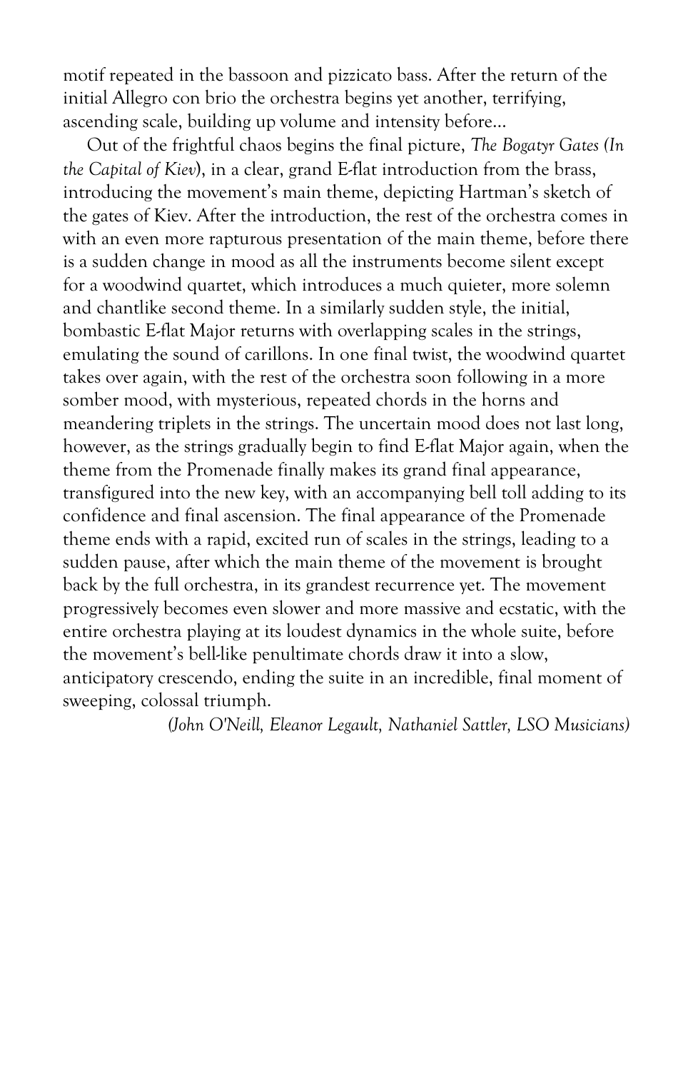motif repeated in the bassoon and pizzicato bass. After the return of the initial Allegro con brio the orchestra begins yet another, terrifying, ascending scale, building up volume and intensity before...

Out of the frightful chaos begins the final picture, *The Bogatyr Gates (In the Capital of Kiev)*, in a clear, grand E-flat introduction from the brass, introducing the movement's main theme, depicting Hartman's sketch of the gates of Kiev. After the introduction, the rest of the orchestra comes in with an even more rapturous presentation of the main theme, before there is a sudden change in mood as all the instruments become silent except for a woodwind quartet, which introduces a much quieter, more solemn and chantlike second theme. In a similarly sudden style, the initial, bombastic E-flat Major returns with overlapping scales in the strings, emulating the sound of carillons. In one final twist, the woodwind quartet takes over again, with the rest of the orchestra soon following in a more somber mood, with mysterious, repeated chords in the horns and meandering triplets in the strings. The uncertain mood does not last long, however, as the strings gradually begin to find E-flat Major again, when the theme from the Promenade finally makes its grand final appearance, transfigured into the new key, with an accompanying bell toll adding to its confidence and final ascension. The final appearance of the Promenade theme ends with a rapid, excited run of scales in the strings, leading to a sudden pause, after which the main theme of the movement is brought back by the full orchestra, in its grandest recurrence yet. The movement progressively becomes even slower and more massive and ecstatic, with the entire orchestra playing at its loudest dynamics in the whole suite, before the movement's bell-like penultimate chords draw it into a slow, anticipatory crescendo, ending the suite in an incredible, final moment of sweeping, colossal triumph.

*(John O'Neill, Eleanor Legault, Nathaniel Sattler, LSO Musicians)*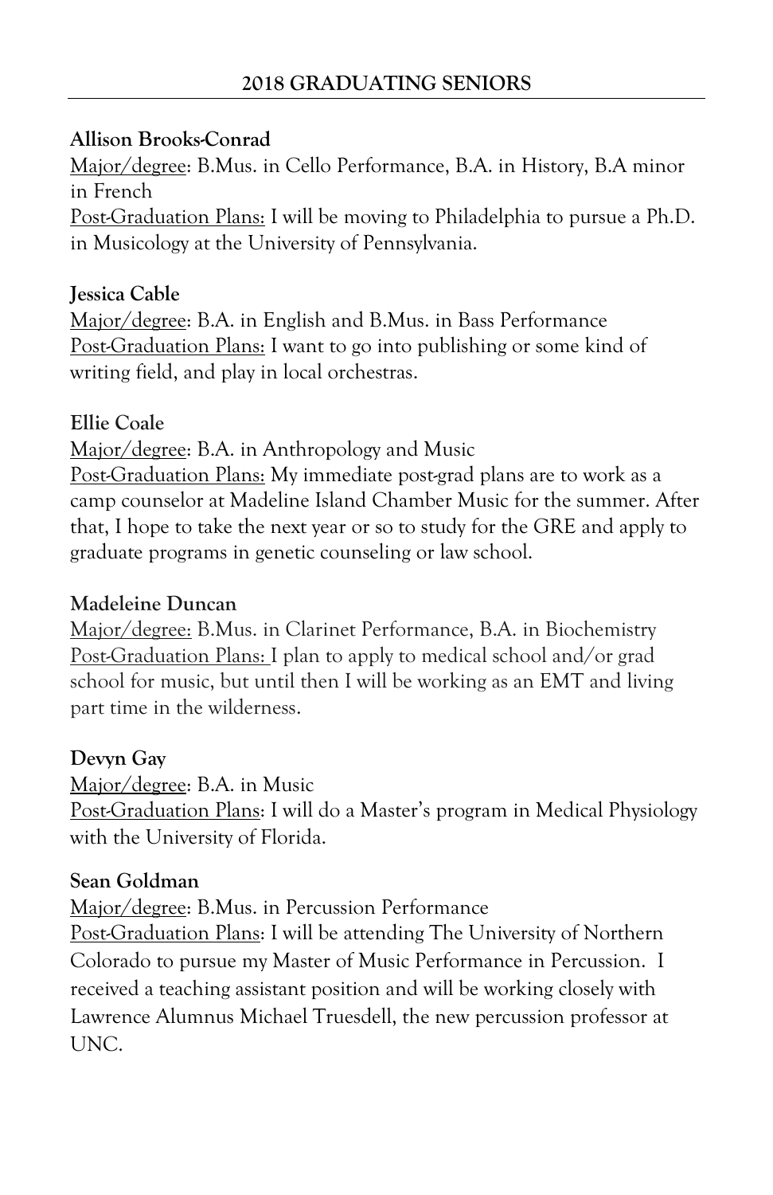## 2018 GRADUATING SENIORS

**Allison Brooks-Conrad**
Major/degree: B.Mus. in Cello Performance, B.A. in History, B.A minor in French
Post-Graduation Plans: I will be moving to Philadelphia to pursue a Ph.D. in Musicology at the University of Pennsylvania.

**Jessica Cable**
Major/degree: B.A. in English and B.Mus. in Bass Performance
Post-Graduation Plans: I want to go into publishing or some kind of writing field, and play in local orchestras.

**Ellie Coale**
Major/degree: B.A. in Anthropology and Music
Post-Graduation Plans: My immediate post-grad plans are to work as a camp counselor at Madeline Island Chamber Music for the summer. After that, I hope to take the next year or so to study for the GRE and apply to graduate programs in genetic counseling or law school.

**Madeleine Duncan**
Major/degree: B.Mus. in Clarinet Performance, B.A. in Biochemistry
Post-Graduation Plans: I plan to apply to medical school and/or grad school for music, but until then I will be working as an EMT and living part time in the wilderness.

**Devyn Gay**
Major/degree: B.A. in Music
Post-Graduation Plans: I will do a Master's program in Medical Physiology with the University of Florida.

**Sean Goldman**
Major/degree: B.Mus. in Percussion Performance
Post-Graduation Plans: I will be attending The University of Northern Colorado to pursue my Master of Music Performance in Percussion. I received a teaching assistant position and will be working closely with Lawrence Alumnus Michael Truesdell, the new percussion professor at UNC.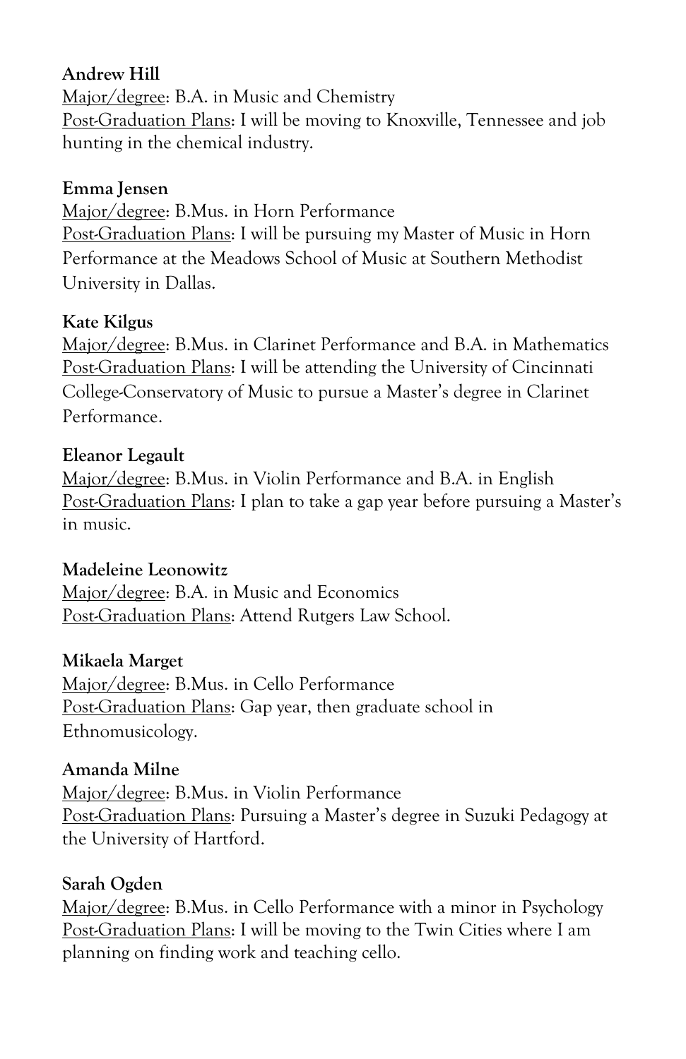**Andrew Hill**
Major/degree: B.A. in Music and Chemistry
Post-Graduation Plans: I will be moving to Knoxville, Tennessee and job hunting in the chemical industry.

**Emma Jensen**
Major/degree: B.Mus. in Horn Performance
Post-Graduation Plans: I will be pursuing my Master of Music in Horn Performance at the Meadows School of Music at Southern Methodist University in Dallas.

**Kate Kilgus**
Major/degree: B.Mus. in Clarinet Performance and B.A. in Mathematics
Post-Graduation Plans: I will be attending the University of Cincinnati College-Conservatory of Music to pursue a Master's degree in Clarinet Performance.

**Eleanor Legault**
Major/degree: B.Mus. in Violin Performance and B.A. in English
Post-Graduation Plans: I plan to take a gap year before pursuing a Master's in music.

**Madeleine Leonowitz**
Major/degree: B.A. in Music and Economics
Post-Graduation Plans: Attend Rutgers Law School.

**Mikaela Marget**
Major/degree: B.Mus. in Cello Performance
Post-Graduation Plans: Gap year, then graduate school in Ethnomusicology.

**Amanda Milne**
Major/degree: B.Mus. in Violin Performance
Post-Graduation Plans: Pursuing a Master's degree in Suzuki Pedagogy at the University of Hartford.

**Sarah Ogden**
Major/degree: B.Mus. in Cello Performance with a minor in Psychology
Post-Graduation Plans: I will be moving to the Twin Cities where I am planning on finding work and teaching cello.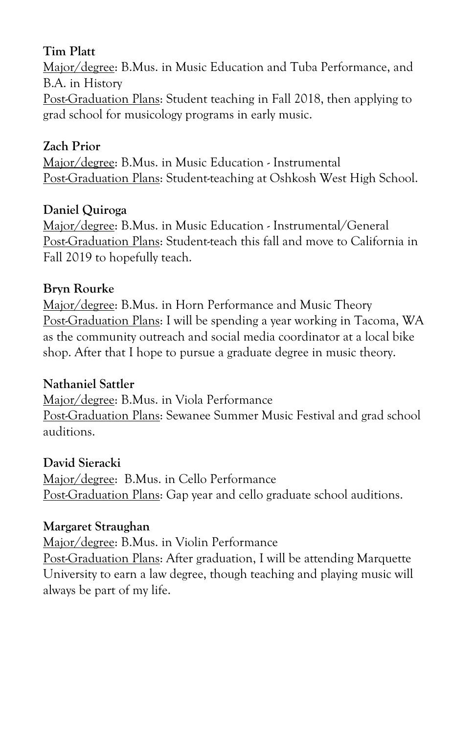**Tim Platt**
Major/degree: B.Mus. in Music Education and Tuba Performance, and B.A. in History
Post-Graduation Plans: Student teaching in Fall 2018, then applying to grad school for musicology programs in early music.

**Zach Prior**
Major/degree: B.Mus. in Music Education - Instrumental
Post-Graduation Plans: Student-teaching at Oshkosh West High School.

**Daniel Quiroga**
Major/degree: B.Mus. in Music Education - Instrumental/General
Post-Graduation Plans: Student-teach this fall and move to California in Fall 2019 to hopefully teach.

**Bryn Rourke**
Major/degree: B.Mus. in Horn Performance and Music Theory
Post-Graduation Plans: I will be spending a year working in Tacoma, WA as the community outreach and social media coordinator at a local bike shop. After that I hope to pursue a graduate degree in music theory.

**Nathaniel Sattler**
Major/degree: B.Mus. in Viola Performance
Post-Graduation Plans: Sewanee Summer Music Festival and grad school auditions.

**David Sieracki**
Major/degree: B.Mus. in Cello Performance
Post-Graduation Plans: Gap year and cello graduate school auditions.

**Margaret Straughan**
Major/degree: B.Mus. in Violin Performance
Post-Graduation Plans: After graduation, I will be attending Marquette University to earn a law degree, though teaching and playing music will always be part of my life.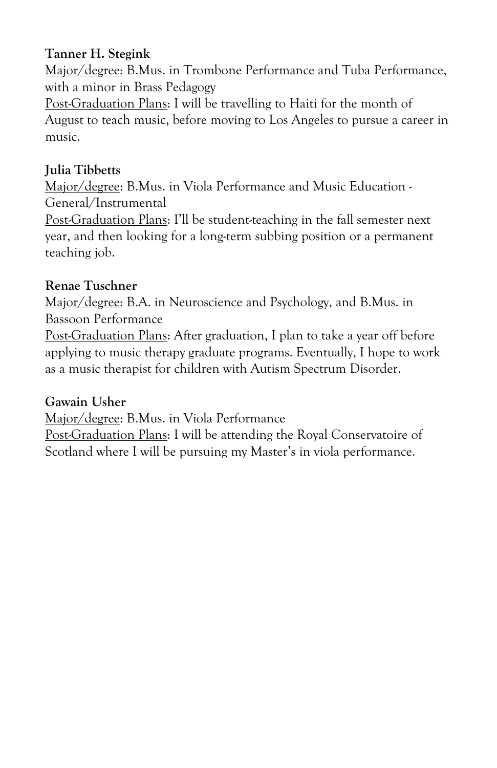**Tanner H. Stegink**
Major/degree: B.Mus. in Trombone Performance and Tuba Performance, with a minor in Brass Pedagogy
Post-Graduation Plans: I will be travelling to Haiti for the month of August to teach music, before moving to Los Angeles to pursue a career in music.

**Julia Tibbetts**
Major/degree: B.Mus. in Viola Performance and Music Education - General/Instrumental
Post-Graduation Plans: I'll be student-teaching in the fall semester next year, and then looking for a long-term subbing position or a permanent teaching job.

**Renae Tuschner**
Major/degree: B.A. in Neuroscience and Psychology, and B.Mus. in Bassoon Performance
Post-Graduation Plans: After graduation, I plan to take a year off before applying to music therapy graduate programs. Eventually, I hope to work as a music therapist for children with Autism Spectrum Disorder.

**Gawain Usher**
Major/degree: B.Mus. in Viola Performance
Post-Graduation Plans: I will be attending the Royal Conservatoire of Scotland where I will be pursuing my Master's in viola performance.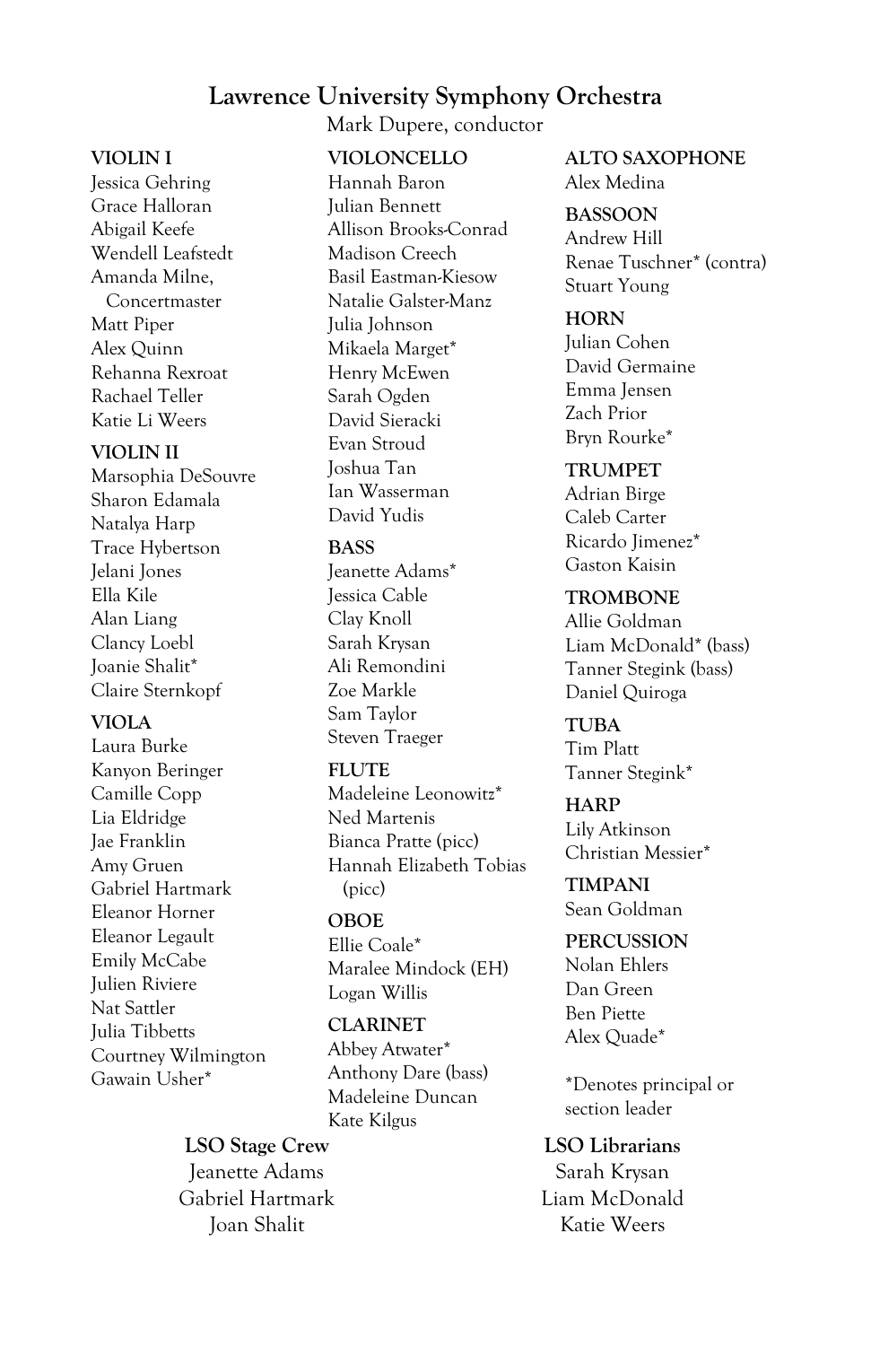# Lawrence University Symphony Orchestra

Mark Dupere, conductor

**VIOLIN I**
Jessica Gehring
Grace Halloran
Abigail Keefe
Wendell Leafstedt
Amanda Milne, Concertmaster
Matt Piper
Alex Quinn
Rehanna Rexroat
Rachael Teller
Katie Li Weers

**VIOLIN II**
Marsophia DeSouvre
Sharon Edamala
Natalya Harp
Trace Hybertson
Jelani Jones
Ella Kile
Alan Liang
Clancy Loebl
Joanie Shalit*
Claire Sternkopf

**VIOLA**
Laura Burke
Kanyon Beringer
Camille Copp
Lia Eldridge
Jae Franklin
Amy Gruen
Gabriel Hartmark
Eleanor Horner
Eleanor Legault
Emily McCabe
Julien Riviere
Nat Sattler
Julia Tibbetts
Courtney Wilmington
Gawain Usher*

**VIOLONCELLO**
Hannah Baron
Julian Bennett
Allison Brooks-Conrad
Madison Creech
Basil Eastman-Kiesow
Natalie Galster-Manz
Julia Johnson
Mikaela Marget*
Henry McEwen
Sarah Ogden
David Sieracki
Evan Stroud
Joshua Tan
Ian Wasserman
David Yudis

**BASS**
Jeanette Adams*
Jessica Cable
Clay Knoll
Sarah Krysan
Ali Remondini
Zoe Markle
Sam Taylor
Steven Traeger

**FLUTE**
Madeleine Leonowitz*
Ned Martenis
Bianca Pratte (picc)
Hannah Elizabeth Tobias (picc)

**OBOE**
Ellie Coale*
Maralee Mindock (EH)
Logan Willis

**CLARINET**
Abbey Atwater*
Anthony Dare (bass)
Madeleine Duncan
Kate Kilgus

**ALTO SAXOPHONE**
Alex Medina

**BASSOON**
Andrew Hill
Renae Tuschner* (contra)
Stuart Young

**HORN**
Julian Cohen
David Germaine
Emma Jensen
Zach Prior
Bryn Rourke*

**TRUMPET**
Adrian Birge
Caleb Carter
Ricardo Jimenez*
Gaston Kaisin

**TROMBONE**
Allie Goldman
Liam McDonald* (bass)
Tanner Stegink (bass)
Daniel Quiroga

**TUBA**
Tim Platt
Tanner Stegink*

**HARP**
Lily Atkinson
Christian Messier*

**TIMPANI**
Sean Goldman

**PERCUSSION**
Nolan Ehlers
Dan Green
Ben Piette
Alex Quade*

*Denotes principal or section leader

**LSO Stage Crew**
Jeanette Adams
Gabriel Hartmark
Joan Shalit

**LSO Librarians**
Sarah Krysan
Liam McDonald
Katie Weers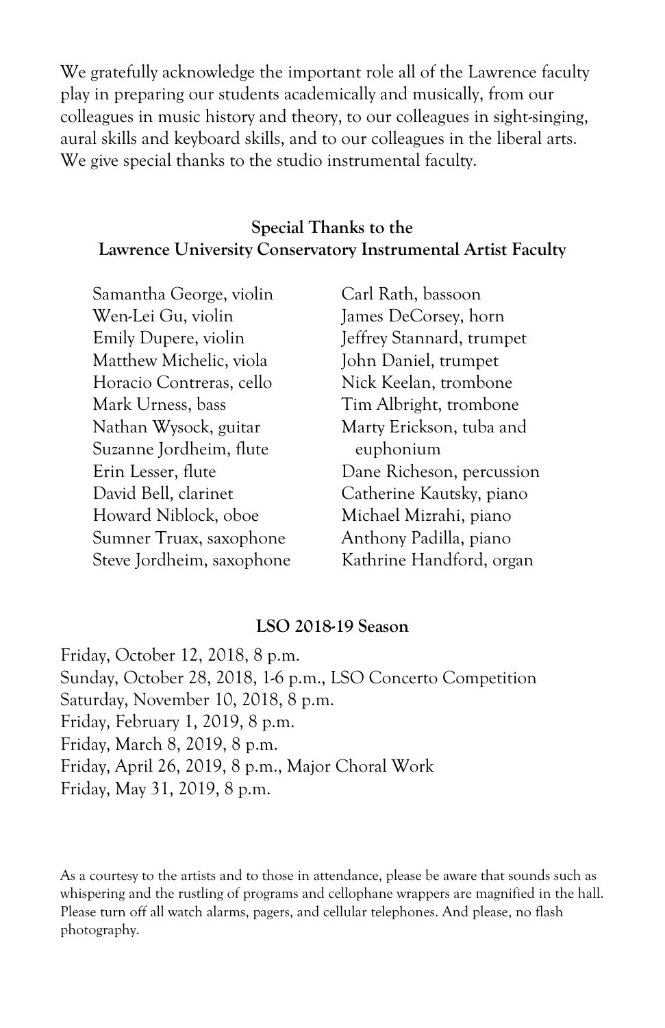We gratefully acknowledge the important role all of the Lawrence faculty play in preparing our students academically and musically, from our colleagues in music history and theory, to our colleagues in sight-singing, aural skills and keyboard skills, and to our colleagues in the liberal arts. We give special thanks to the studio instrumental faculty.

**Special Thanks to the**
**Lawrence University Conservatory Instrumental Artist Faculty**

Samantha George, violin
Wen-Lei Gu, violin
Emily Dupere, violin
Matthew Michelic, viola
Horacio Contreras, cello
Mark Urness, bass
Nathan Wysock, guitar
Suzanne Jordheim, flute
Erin Lesser, flute
David Bell, clarinet
Howard Niblock, oboe
Sumner Truax, saxophone
Steve Jordheim, saxophone
Carl Rath, bassoon
James DeCorsey, horn
Jeffrey Stannard, trumpet
John Daniel, trumpet
Nick Keelan, trombone
Tim Albright, trombone
Marty Erickson, tuba and euphonium
Dane Richeson, percussion
Catherine Kautsky, piano
Michael Mizrahi, piano
Anthony Padilla, piano
Kathrine Handford, organ

**LSO 2018-19 Season**

Friday, October 12, 2018, 8 p.m.
Sunday, October 28, 2018, 1-6 p.m., LSO Concerto Competition
Saturday, November 10, 2018, 8 p.m.
Friday, February 1, 2019, 8 p.m.
Friday, March 8, 2019, 8 p.m.
Friday, April 26, 2019, 8 p.m., Major Choral Work
Friday, May 31, 2019, 8 p.m.

As a courtesy to the artists and to those in attendance, please be aware that sounds such as whispering and the rustling of programs and cellophane wrappers are magnified in the hall. Please turn off all watch alarms, pagers, and cellular telephones. And please, no flash photography.